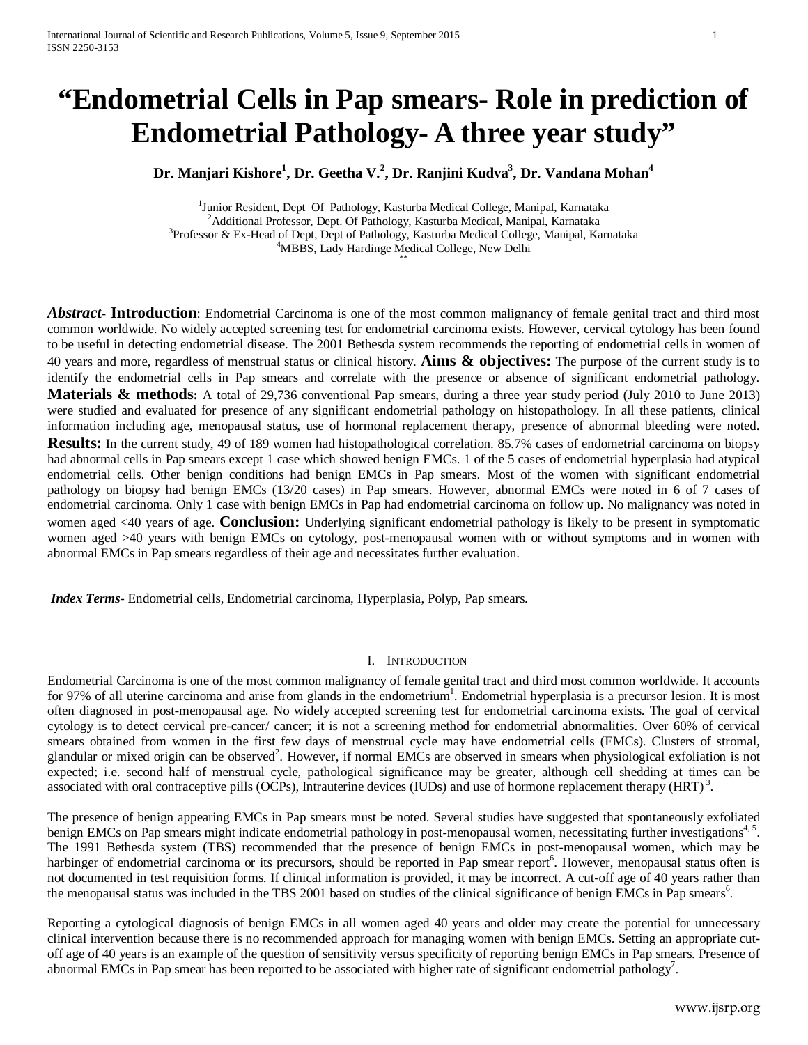# "Endometrial Cells in Pap smears- Role in prediction of Endometrial Pathology- A three year study"

**Dr. Manjari Kishore[1], Dr. Geetha V.[2], Dr. Ranjini Kudva[3], Dr. Vandana Mohan[4]**

[1]Junior Resident, Dept Of Pathology, Kasturba Medical College, Manipal, Karnataka
[2]Additional Professor, Dept. Of Pathology, Kasturba Medical, Manipal, Karnataka
[3]Professor & Ex-Head of Dept, Dept of Pathology, Kasturba Medical College, Manipal, Karnataka
[4]MBBS, Lady Hardinge Medical College, New Delhi
**

***Abstract*- Introduction**: Endometrial Carcinoma is one of the most common malignancy of female genital tract and third most common worldwide. No widely accepted screening test for endometrial carcinoma exists. However, cervical cytology has been found to be useful in detecting endometrial disease. The 2001 Bethesda system recommends the reporting of endometrial cells in women of 40 years and more, regardless of menstrual status or clinical history. **Aims & objectives:** The purpose of the current study is to identify the endometrial cells in Pap smears and correlate with the presence or absence of significant endometrial pathology. **Materials & methods:** A total of 29,736 conventional Pap smears, during a three year study period (July 2010 to June 2013) were studied and evaluated for presence of any significant endometrial pathology on histopathology. In all these patients, clinical information including age, menopausal status, use of hormonal replacement therapy, presence of abnormal bleeding were noted. **Results:** In the current study, 49 of 189 women had histopathological correlation. 85.7% cases of endometrial carcinoma on biopsy had abnormal cells in Pap smears except 1 case which showed benign EMCs. 1 of the 5 cases of endometrial hyperplasia had atypical endometrial cells. Other benign conditions had benign EMCs in Pap smears. Most of the women with significant endometrial pathology on biopsy had benign EMCs (13/20 cases) in Pap smears. However, abnormal EMCs were noted in 6 of 7 cases of endometrial carcinoma. Only 1 case with benign EMCs in Pap had endometrial carcinoma on follow up. No malignancy was noted in women aged <40 years of age. **Conclusion:** Underlying significant endometrial pathology is likely to be present in symptomatic women aged >40 years with benign EMCs on cytology, post-menopausal women with or without symptoms and in women with abnormal EMCs in Pap smears regardless of their age and necessitates further evaluation.

***Index Terms***- Endometrial cells, Endometrial carcinoma, Hyperplasia, Polyp, Pap smears.

## I. Introduction

Endometrial Carcinoma is one of the most common malignancy of female genital tract and third most common worldwide. It accounts for 97% of all uterine carcinoma and arise from glands in the endometrium[1]. Endometrial hyperplasia is a precursor lesion. It is most often diagnosed in post-menopausal age. No widely accepted screening test for endometrial carcinoma exists. The goal of cervical cytology is to detect cervical pre-cancer/ cancer; it is not a screening method for endometrial abnormalities. Over 60% of cervical smears obtained from women in the first few days of menstrual cycle may have endometrial cells (EMCs). Clusters of stromal, glandular or mixed origin can be observed[2]. However, if normal EMCs are observed in smears when physiological exfoliation is not expected; i.e. second half of menstrual cycle, pathological significance may be greater, although cell shedding at times can be associated with oral contraceptive pills (OCPs), Intrauterine devices (IUDs) and use of hormone replacement therapy (HRT) [3].

The presence of benign appearing EMCs in Pap smears must be noted. Several studies have suggested that spontaneously exfoliated benign EMCs on Pap smears might indicate endometrial pathology in post-menopausal women, necessitating further investigations[4, 5]. The 1991 Bethesda system (TBS) recommended that the presence of benign EMCs in post-menopausal women, which may be harbinger of endometrial carcinoma or its precursors, should be reported in Pap smear report[6]. However, menopausal status often is not documented in test requisition forms. If clinical information is provided, it may be incorrect. A cut-off age of 40 years rather than the menopausal status was included in the TBS 2001 based on studies of the clinical significance of benign EMCs in Pap smears[6].

Reporting a cytological diagnosis of benign EMCs in all women aged 40 years and older may create the potential for unnecessary clinical intervention because there is no recommended approach for managing women with benign EMCs. Setting an appropriate cut-off age of 40 years is an example of the question of sensitivity versus specificity of reporting benign EMCs in Pap smears. Presence of abnormal EMCs in Pap smear has been reported to be associated with higher rate of significant endometrial pathology[7].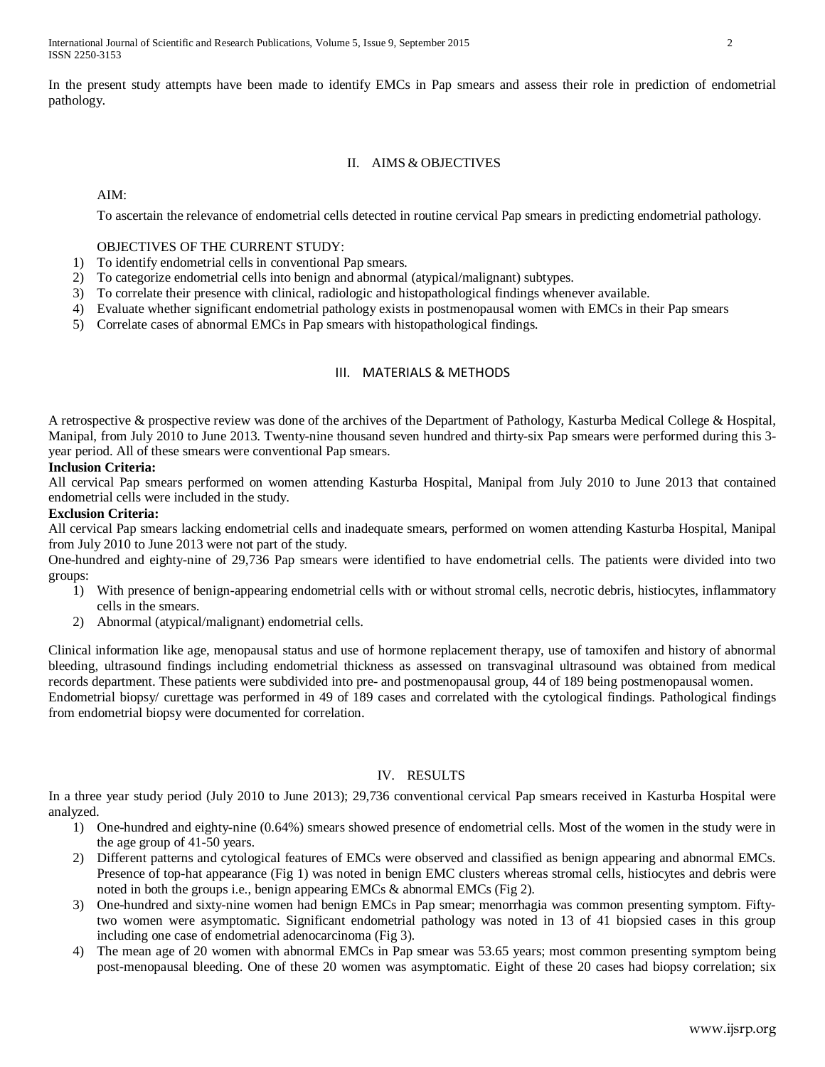In the present study attempts have been made to identify EMCs in Pap smears and assess their role in prediction of endometrial pathology.

## II. AIMS & OBJECTIVES

AIM:

To ascertain the relevance of endometrial cells detected in routine cervical Pap smears in predicting endometrial pathology.

OBJECTIVES OF THE CURRENT STUDY:

1) To identify endometrial cells in conventional Pap smears.
2) To categorize endometrial cells into benign and abnormal (atypical/malignant) subtypes.
3) To correlate their presence with clinical, radiologic and histopathological findings whenever available.
4) Evaluate whether significant endometrial pathology exists in postmenopausal women with EMCs in their Pap smears
5) Correlate cases of abnormal EMCs in Pap smears with histopathological findings.

## III. MATERIALS & METHODS

A retrospective & prospective review was done of the archives of the Department of Pathology, Kasturba Medical College & Hospital, Manipal, from July 2010 to June 2013. Twenty-nine thousand seven hundred and thirty-six Pap smears were performed during this 3-year period. All of these smears were conventional Pap smears.

**Inclusion Criteria:**

All cervical Pap smears performed on women attending Kasturba Hospital, Manipal from July 2010 to June 2013 that contained endometrial cells were included in the study.

**Exclusion Criteria:**

All cervical Pap smears lacking endometrial cells and inadequate smears, performed on women attending Kasturba Hospital, Manipal from July 2010 to June 2013 were not part of the study.

One-hundred and eighty-nine of 29,736 Pap smears were identified to have endometrial cells. The patients were divided into two groups:

1) With presence of benign-appearing endometrial cells with or without stromal cells, necrotic debris, histiocytes, inflammatory cells in the smears.
2) Abnormal (atypical/malignant) endometrial cells.

Clinical information like age, menopausal status and use of hormone replacement therapy, use of tamoxifen and history of abnormal bleeding, ultrasound findings including endometrial thickness as assessed on transvaginal ultrasound was obtained from medical records department. These patients were subdivided into pre- and postmenopausal group, 44 of 189 being postmenopausal women.

Endometrial biopsy/ curettage was performed in 49 of 189 cases and correlated with the cytological findings. Pathological findings from endometrial biopsy were documented for correlation.

## IV. RESULTS

In a three year study period (July 2010 to June 2013); 29,736 conventional cervical Pap smears received in Kasturba Hospital were analyzed.

1) One-hundred and eighty-nine (0.64%) smears showed presence of endometrial cells. Most of the women in the study were in the age group of 41-50 years.
2) Different patterns and cytological features of EMCs were observed and classified as benign appearing and abnormal EMCs. Presence of top-hat appearance (Fig 1) was noted in benign EMC clusters whereas stromal cells, histiocytes and debris were noted in both the groups i.e., benign appearing EMCs & abnormal EMCs (Fig 2).
3) One-hundred and sixty-nine women had benign EMCs in Pap smear; menorrhagia was common presenting symptom. Fifty-two women were asymptomatic. Significant endometrial pathology was noted in 13 of 41 biopsied cases in this group including one case of endometrial adenocarcinoma (Fig 3).
4) The mean age of 20 women with abnormal EMCs in Pap smear was 53.65 years; most common presenting symptom being post-menopausal bleeding. One of these 20 women was asymptomatic. Eight of these 20 cases had biopsy correlation; six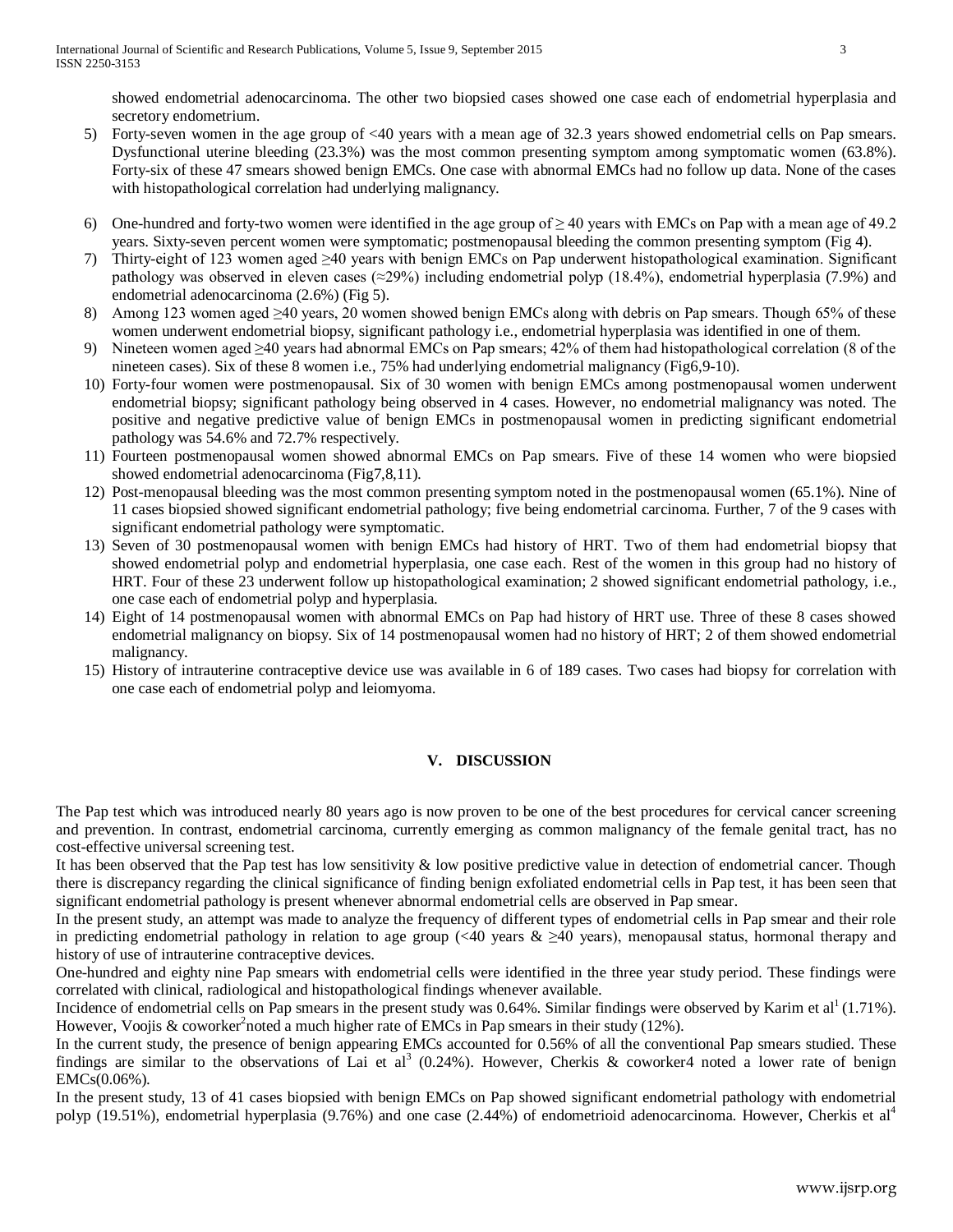showed endometrial adenocarcinoma. The other two biopsied cases showed one case each of endometrial hyperplasia and secretory endometrium.

5) Forty-seven women in the age group of <40 years with a mean age of 32.3 years showed endometrial cells on Pap smears. Dysfunctional uterine bleeding (23.3%) was the most common presenting symptom among symptomatic women (63.8%). Forty-six of these 47 smears showed benign EMCs. One case with abnormal EMCs had no follow up data. None of the cases with histopathological correlation had underlying malignancy.

6) One-hundred and forty-two women were identified in the age group of ≥ 40 years with EMCs on Pap with a mean age of 49.2 years. Sixty-seven percent women were symptomatic; postmenopausal bleeding the common presenting symptom (Fig 4).
7) Thirty-eight of 123 women aged ≥40 years with benign EMCs on Pap underwent histopathological examination. Significant pathology was observed in eleven cases (≈29%) including endometrial polyp (18.4%), endometrial hyperplasia (7.9%) and endometrial adenocarcinoma (2.6%) (Fig 5).
8) Among 123 women aged ≥40 years, 20 women showed benign EMCs along with debris on Pap smears. Though 65% of these women underwent endometrial biopsy, significant pathology i.e., endometrial hyperplasia was identified in one of them.
9) Nineteen women aged ≥40 years had abnormal EMCs on Pap smears; 42% of them had histopathological correlation (8 of the nineteen cases). Six of these 8 women i.e., 75% had underlying endometrial malignancy (Fig6,9-10).
10) Forty-four women were postmenopausal. Six of 30 women with benign EMCs among postmenopausal women underwent endometrial biopsy; significant pathology being observed in 4 cases. However, no endometrial malignancy was noted. The positive and negative predictive value of benign EMCs in postmenopausal women in predicting significant endometrial pathology was 54.6% and 72.7% respectively.
11) Fourteen postmenopausal women showed abnormal EMCs on Pap smears. Five of these 14 women who were biopsied showed endometrial adenocarcinoma (Fig7,8,11).
12) Post-menopausal bleeding was the most common presenting symptom noted in the postmenopausal women (65.1%). Nine of 11 cases biopsied showed significant endometrial pathology; five being endometrial carcinoma. Further, 7 of the 9 cases with significant endometrial pathology were symptomatic.
13) Seven of 30 postmenopausal women with benign EMCs had history of HRT. Two of them had endometrial biopsy that showed endometrial polyp and endometrial hyperplasia, one case each. Rest of the women in this group had no history of HRT. Four of these 23 underwent follow up histopathological examination; 2 showed significant endometrial pathology, i.e., one case each of endometrial polyp and hyperplasia.
14) Eight of 14 postmenopausal women with abnormal EMCs on Pap had history of HRT use. Three of these 8 cases showed endometrial malignancy on biopsy. Six of 14 postmenopausal women had no history of HRT; 2 of them showed endometrial malignancy.
15) History of intrauterine contraceptive device use was available in 6 of 189 cases. Two cases had biopsy for correlation with one case each of endometrial polyp and leiomyoma.

## V. DISCUSSION

The Pap test which was introduced nearly 80 years ago is now proven to be one of the best procedures for cervical cancer screening and prevention. In contrast, endometrial carcinoma, currently emerging as common malignancy of the female genital tract, has no cost-effective universal screening test.

It has been observed that the Pap test has low sensitivity & low positive predictive value in detection of endometrial cancer. Though there is discrepancy regarding the clinical significance of finding benign exfoliated endometrial cells in Pap test, it has been seen that significant endometrial pathology is present whenever abnormal endometrial cells are observed in Pap smear.

In the present study, an attempt was made to analyze the frequency of different types of endometrial cells in Pap smear and their role in predicting endometrial pathology in relation to age group (<40 years & ≥40 years), menopausal status, hormonal therapy and history of use of intrauterine contraceptive devices.

One-hundred and eighty nine Pap smears with endometrial cells were identified in the three year study period. These findings were correlated with clinical, radiological and histopathological findings whenever available.

Incidence of endometrial cells on Pap smears in the present study was 0.64%. Similar findings were observed by Karim et al[1] (1.71%). However, Voojis & coworker[2] noted a much higher rate of EMCs in Pap smears in their study (12%).

In the current study, the presence of benign appearing EMCs accounted for 0.56% of all the conventional Pap smears studied. These findings are similar to the observations of Lai et al[3] (0.24%). However, Cherkis & coworker4 noted a lower rate of benign EMCs(0.06%).

In the present study, 13 of 41 cases biopsied with benign EMCs on Pap showed significant endometrial pathology with endometrial polyp (19.51%), endometrial hyperplasia (9.76%) and one case (2.44%) of endometrioid adenocarcinoma. However, Cherkis et al[4]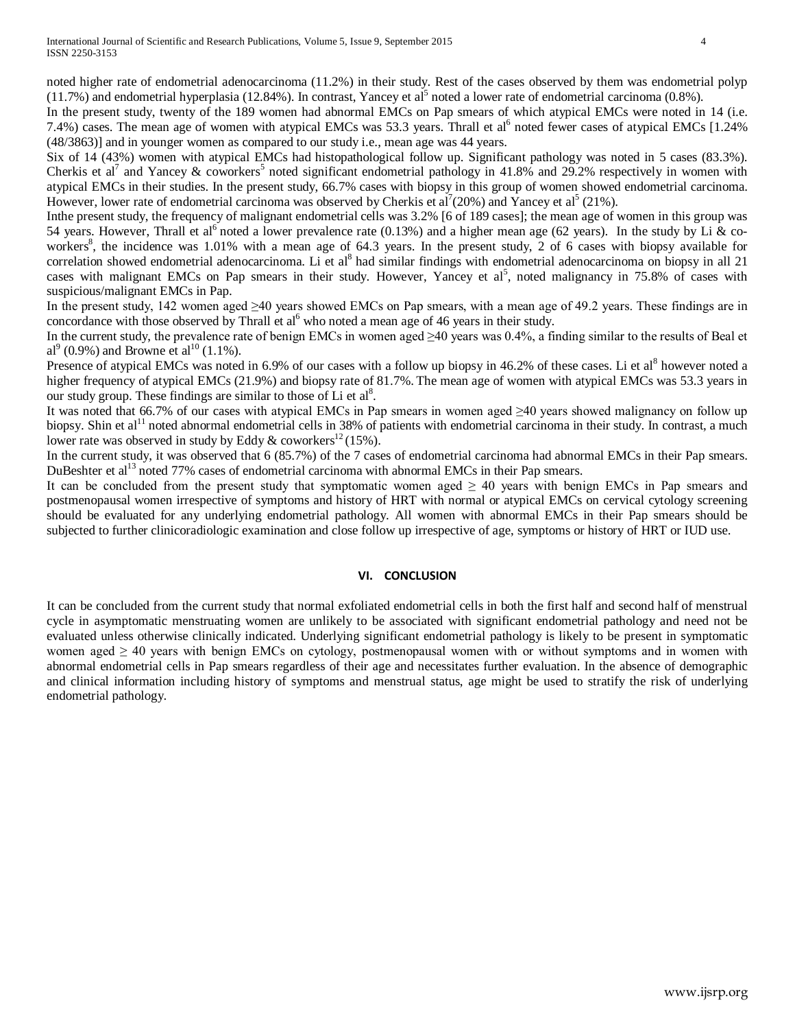noted higher rate of endometrial adenocarcinoma (11.2%) in their study. Rest of the cases observed by them was endometrial polyp (11.7%) and endometrial hyperplasia (12.84%). In contrast, Yancey et al[5] noted a lower rate of endometrial carcinoma (0.8%).

In the present study, twenty of the 189 women had abnormal EMCs on Pap smears of which atypical EMCs were noted in 14 (i.e. 7.4%) cases. The mean age of women with atypical EMCs was 53.3 years. Thrall et al[6] noted fewer cases of atypical EMCs [1.24% (48/3863)] and in younger women as compared to our study i.e., mean age was 44 years.

Six of 14 (43%) women with atypical EMCs had histopathological follow up. Significant pathology was noted in 5 cases (83.3%). Cherkis et al[7] and Yancey & coworkers[5] noted significant endometrial pathology in 41.8% and 29.2% respectively in women with atypical EMCs in their studies. In the present study, 66.7% cases with biopsy in this group of women showed endometrial carcinoma. However, lower rate of endometrial carcinoma was observed by Cherkis et al[7](20%) and Yancey et al[5] (21%).

Inthe present study, the frequency of malignant endometrial cells was 3.2% [6 of 189 cases]; the mean age of women in this group was 54 years. However, Thrall et al[6] noted a lower prevalence rate (0.13%) and a higher mean age (62 years). In the study by Li & co-workers[8], the incidence was 1.01% with a mean age of 64.3 years. In the present study, 2 of 6 cases with biopsy available for correlation showed endometrial adenocarcinoma. Li et al[8] had similar findings with endometrial adenocarcinoma on biopsy in all 21 cases with malignant EMCs on Pap smears in their study. However, Yancey et al[5], noted malignancy in 75.8% of cases with suspicious/malignant EMCs in Pap.

In the present study, 142 women aged ≥40 years showed EMCs on Pap smears, with a mean age of 49.2 years. These findings are in concordance with those observed by Thrall et al[6] who noted a mean age of 46 years in their study.

In the current study, the prevalence rate of benign EMCs in women aged ≥40 years was 0.4%, a finding similar to the results of Beal et al[9] (0.9%) and Browne et al[10] (1.1%).

Presence of atypical EMCs was noted in 6.9% of our cases with a follow up biopsy in 46.2% of these cases. Li et al[8] however noted a higher frequency of atypical EMCs (21.9%) and biopsy rate of 81.7%. The mean age of women with atypical EMCs was 53.3 years in our study group. These findings are similar to those of Li et al[8].

It was noted that 66.7% of our cases with atypical EMCs in Pap smears in women aged ≥40 years showed malignancy on follow up biopsy. Shin et al[11] noted abnormal endometrial cells in 38% of patients with endometrial carcinoma in their study. In contrast, a much lower rate was observed in study by Eddy & coworkers[12] (15%).

In the current study, it was observed that 6 (85.7%) of the 7 cases of endometrial carcinoma had abnormal EMCs in their Pap smears. DuBeshter et al[13] noted 77% cases of endometrial carcinoma with abnormal EMCs in their Pap smears.

It can be concluded from the present study that symptomatic women aged ≥ 40 years with benign EMCs in Pap smears and postmenopausal women irrespective of symptoms and history of HRT with normal or atypical EMCs on cervical cytology screening should be evaluated for any underlying endometrial pathology. All women with abnormal EMCs in their Pap smears should be subjected to further clinicoradiologic examination and close follow up irrespective of age, symptoms or history of HRT or IUD use.

## VI. CONCLUSION

It can be concluded from the current study that normal exfoliated endometrial cells in both the first half and second half of menstrual cycle in asymptomatic menstruating women are unlikely to be associated with significant endometrial pathology and need not be evaluated unless otherwise clinically indicated. Underlying significant endometrial pathology is likely to be present in symptomatic women aged ≥ 40 years with benign EMCs on cytology, postmenopausal women with or without symptoms and in women with abnormal endometrial cells in Pap smears regardless of their age and necessitates further evaluation. In the absence of demographic and clinical information including history of symptoms and menstrual status, age might be used to stratify the risk of underlying endometrial pathology.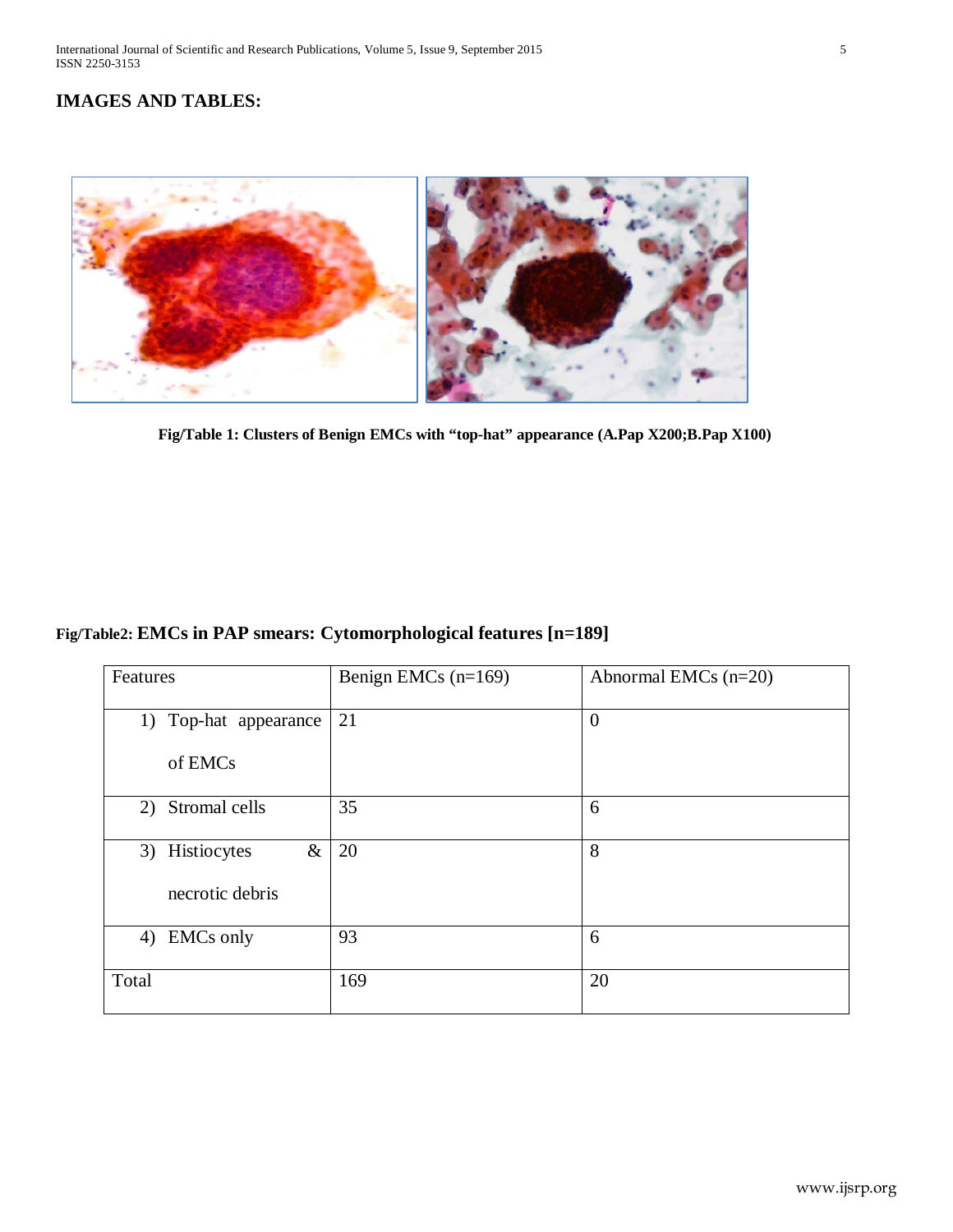## IMAGES AND TABLES:

**Fig/Table 1: Clusters of Benign EMCs with "top-hat" appearance (A.Pap X200;B.Pap X100)**

**Fig/Table2: EMCs in PAP smears: Cytomorphological features [n=189]**

| Features | Benign EMCs (n=169) | Abnormal EMCs (n=20) |
|---|---|---|
| 1) Top-hat appearance of EMCs | 21 | 0 |
| 2) Stromal cells | 35 | 6 |
| 3) Histiocytes & necrotic debris | 20 | 8 |
| 4) EMCs only | 93 | 6 |
| Total | 169 | 20 |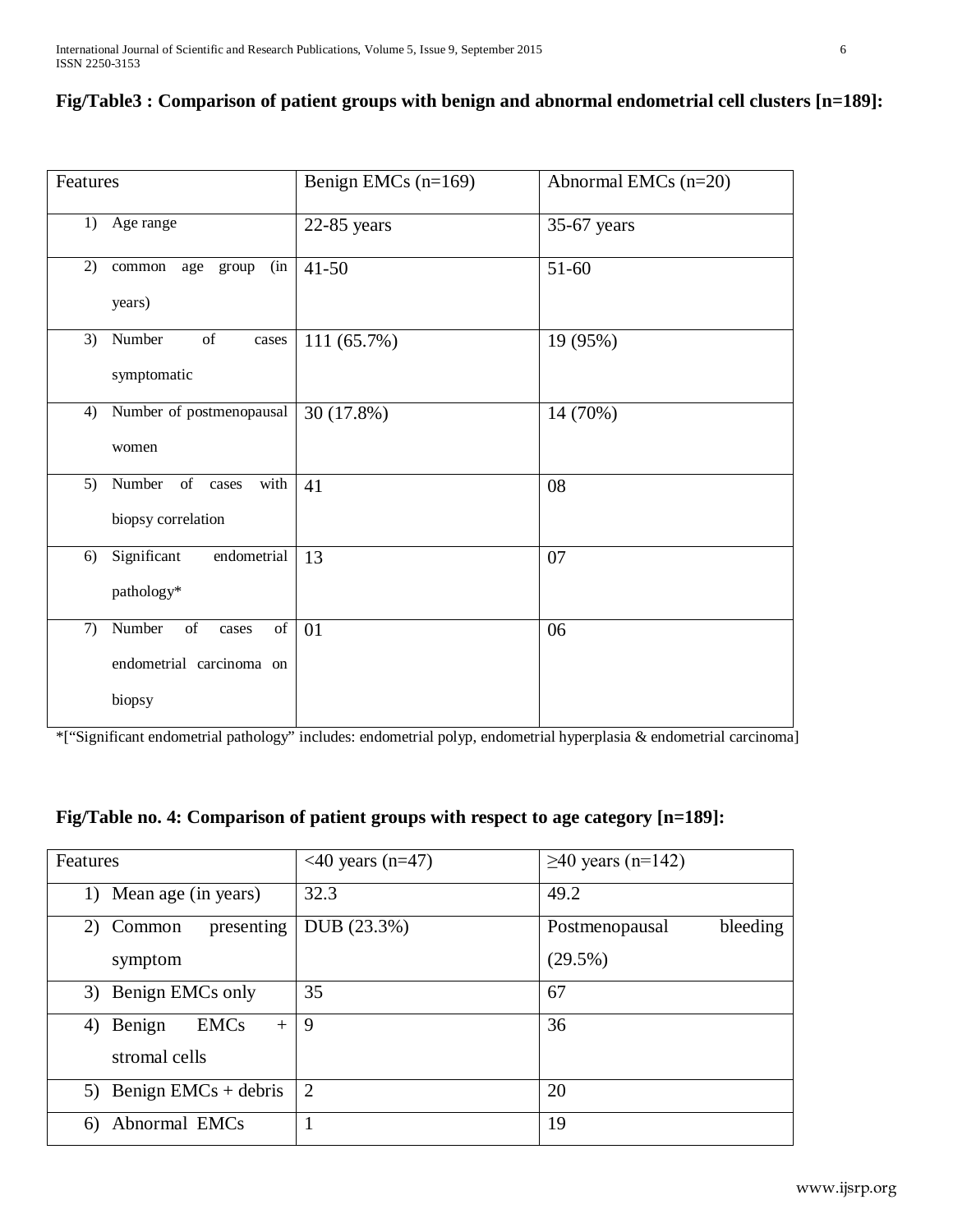**Fig/Table3 : Comparison of patient groups with benign and abnormal endometrial cell clusters [n=189]:**

| Features | Benign EMCs (n=169) | Abnormal EMCs (n=20) |
|---|---|---|
| 1) Age range | 22-85 years | 35-67 years |
| 2) common age group (in years) | 41-50 | 51-60 |
| 3) Number of cases symptomatic | 111 (65.7%) | 19 (95%) |
| 4) Number of postmenopausal women | 30 (17.8%) | 14 (70%) |
| 5) Number of cases with biopsy correlation | 41 | 08 |
| 6) Significant endometrial pathology* | 13 | 07 |
| 7) Number of cases of endometrial carcinoma on biopsy | 01 | 06 |

*["Significant endometrial pathology" includes: endometrial polyp, endometrial hyperplasia & endometrial carcinoma]

**Fig/Table no. 4: Comparison of patient groups with respect to age category [n=189]:**

| Features | <40 years (n=47) | ≥40 years (n=142) |
|---|---|---|
| 1) Mean age (in years) | 32.3 | 49.2 |
| 2) Common presenting symptom | DUB (23.3%) | Postmenopausal bleeding (29.5%) |
| 3) Benign EMCs only | 35 | 67 |
| 4) Benign EMCs + stromal cells | 9 | 36 |
| 5) Benign EMCs + debris | 2 | 20 |
| 6) Abnormal EMCs | 1 | 19 |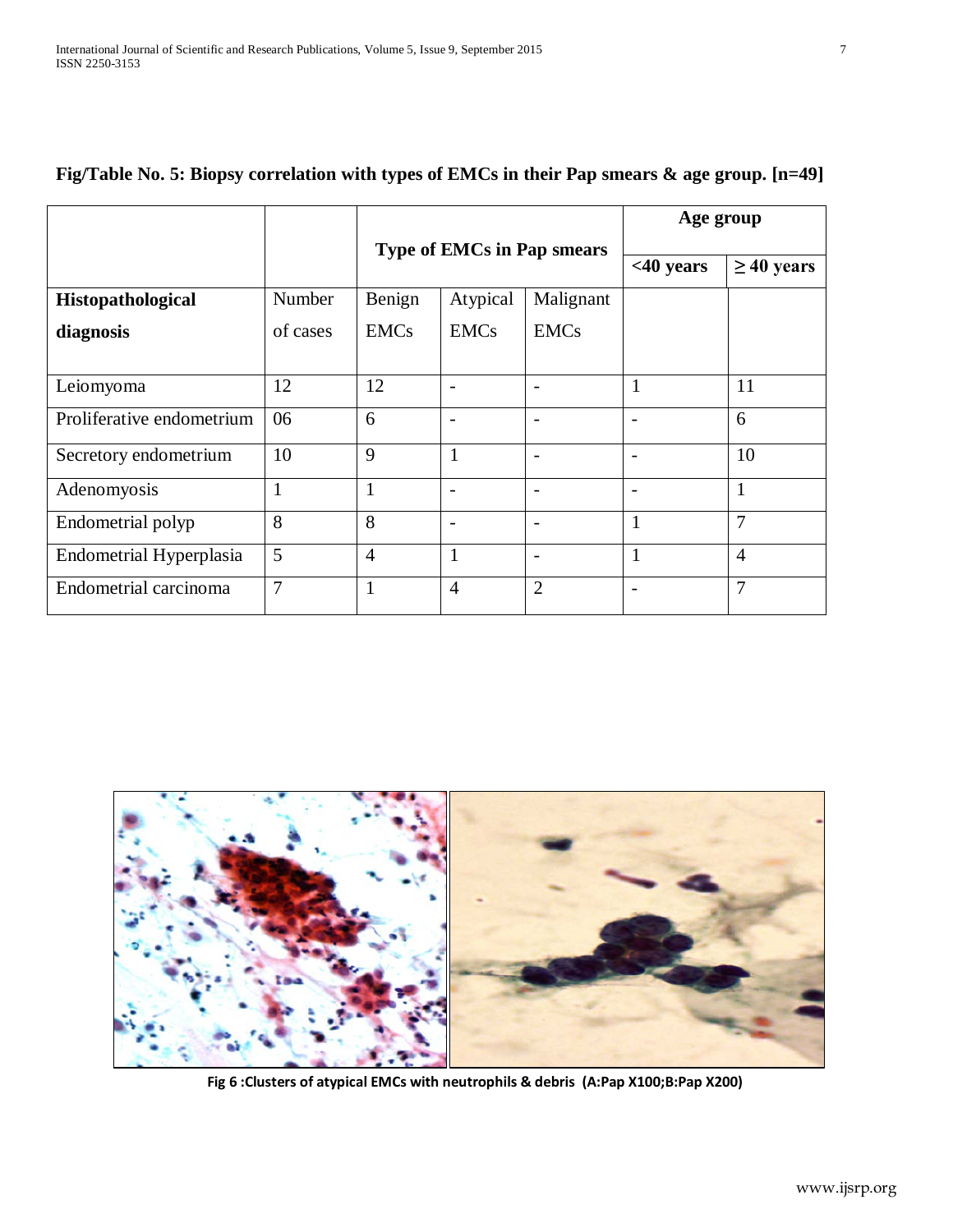**Fig/Table No. 5: Biopsy correlation with types of EMCs in their Pap smears & age group. [n=49]**

| | | Type of EMCs in Pap smears | | | Age group | |
|---|---|---|---|---|---|---|
| | | | | | <40 years | ≥ 40 years |
| **Histopathological diagnosis** | Number of cases | Benign EMCs | Atypical EMCs | Malignant EMCs | | |
| Leiomyoma | 12 | 12 | - | - | 1 | 11 |
| Proliferative endometrium | 06 | 6 | - | - | - | 6 |
| Secretory endometrium | 10 | 9 | 1 | - | - | 10 |
| Adenomyosis | 1 | 1 | - | - | - | 1 |
| Endometrial polyp | 8 | 8 | - | - | 1 | 7 |
| Endometrial Hyperplasia | 5 | 4 | 1 | - | 1 | 4 |
| Endometrial carcinoma | 7 | 1 | 4 | 2 | - | 7 |

**Fig 6 :Clusters of atypical EMCs with neutrophils & debris (A:Pap X100;B:Pap X200)**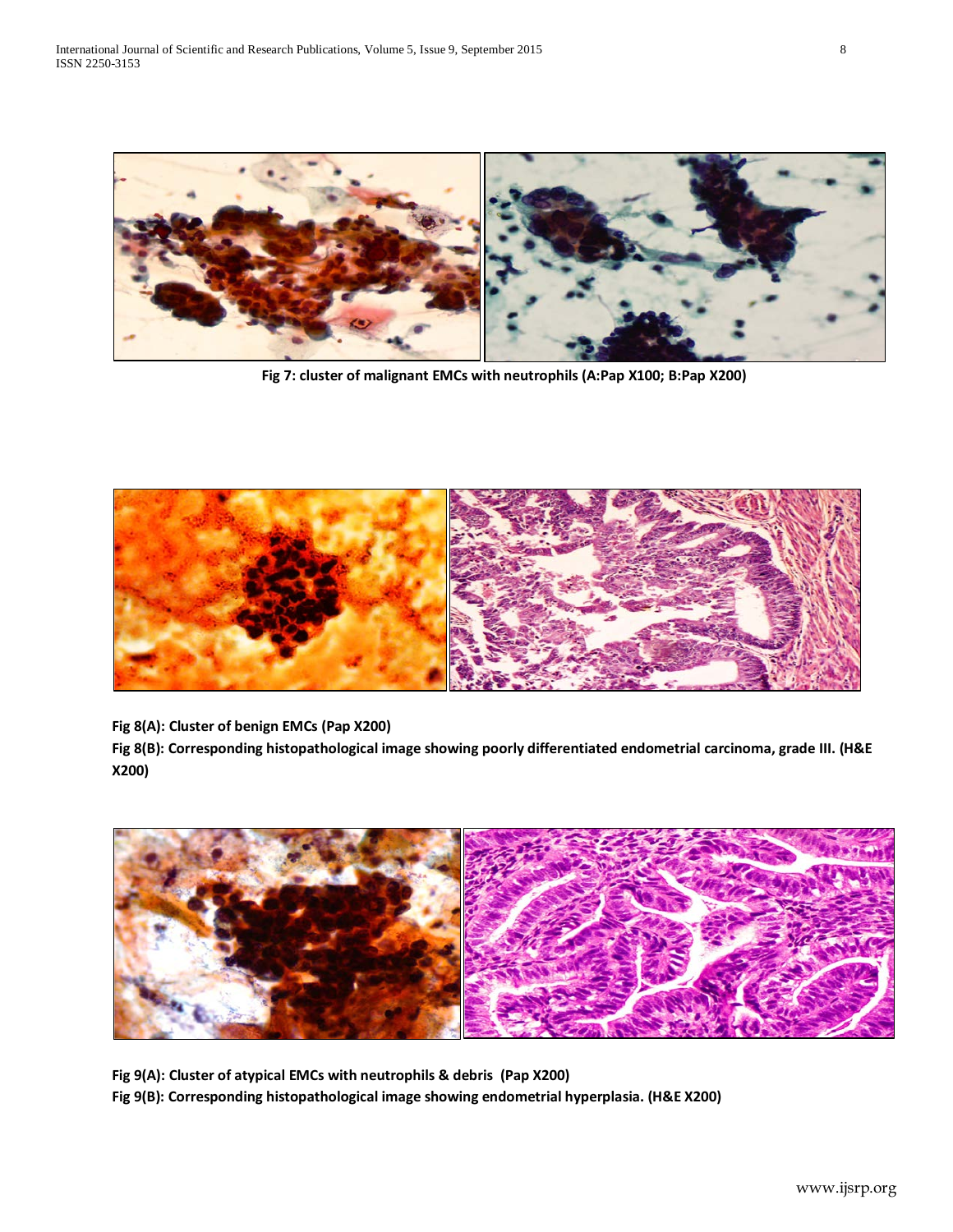**Fig 7: cluster of malignant EMCs with neutrophils (A:Pap X100; B:Pap X200)**

**Fig 8(A): Cluster of benign EMCs (Pap X200)**

**Fig 8(B): Corresponding histopathological image showing poorly differentiated endometrial carcinoma, grade III. (H&E X200)**

**Fig 9(A): Cluster of atypical EMCs with neutrophils & debris (Pap X200)**

**Fig 9(B): Corresponding histopathological image showing endometrial hyperplasia. (H&E X200)**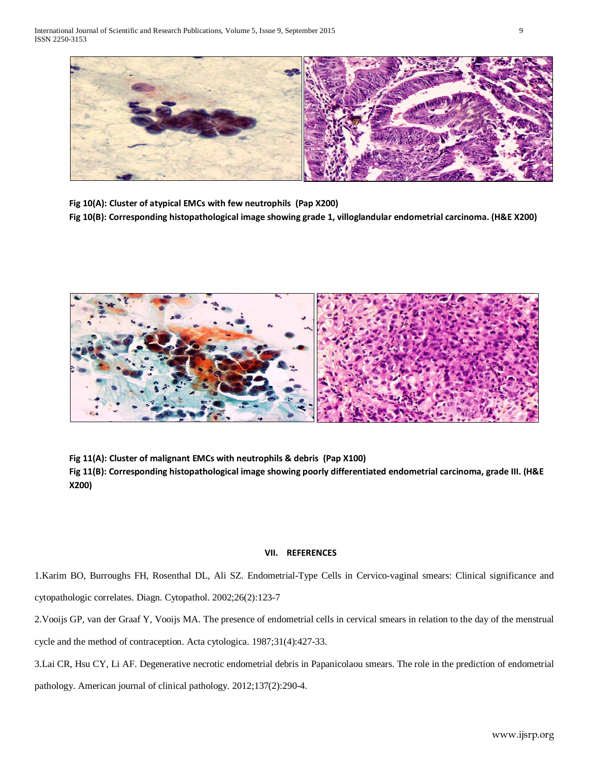**Fig 10(A): Cluster of atypical EMCs with few neutrophils (Pap X200)**

**Fig 10(B): Corresponding histopathological image showing grade 1, villoglandular endometrial carcinoma. (H&E X200)**

**Fig 11(A): Cluster of malignant EMCs with neutrophils & debris (Pap X100)**

**Fig 11(B): Corresponding histopathological image showing poorly differentiated endometrial carcinoma, grade III. (H&E X200)**

## VII. REFERENCES

1.Karim BO, Burroughs FH, Rosenthal DL, Ali SZ. Endometrial-Type Cells in Cervico-vaginal smears: Clinical significance and cytopathologic correlates. Diagn. Cytopathol. 2002;26(2):123-7

2.Vooijs GP, van der Graaf Y, Vooijs MA. The presence of endometrial cells in cervical smears in relation to the day of the menstrual cycle and the method of contraception. Acta cytologica. 1987;31(4):427-33.

3.Lai CR, Hsu CY, Li AF. Degenerative necrotic endometrial debris in Papanicolaou smears. The role in the prediction of endometrial pathology. American journal of clinical pathology. 2012;137(2):290-4.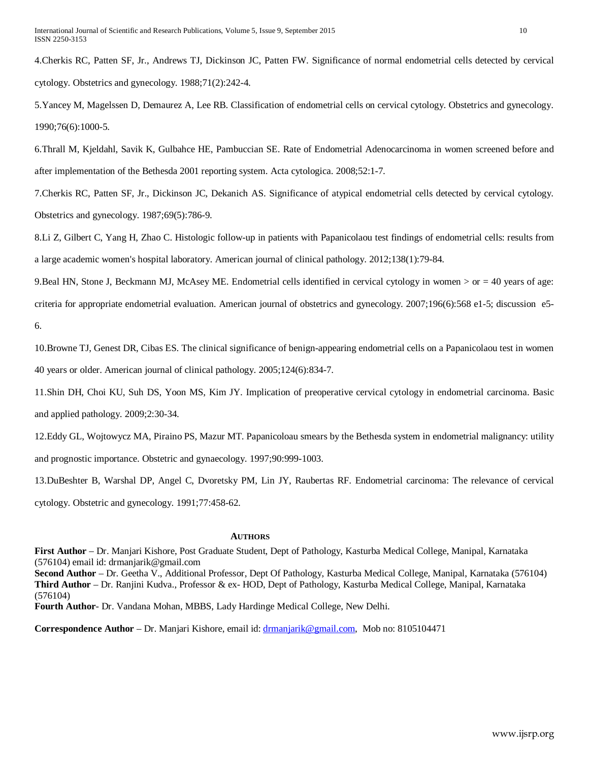4.Cherkis RC, Patten SF, Jr., Andrews TJ, Dickinson JC, Patten FW. Significance of normal endometrial cells detected by cervical cytology. Obstetrics and gynecology. 1988;71(2):242-4.

5.Yancey M, Magelssen D, Demaurez A, Lee RB. Classification of endometrial cells on cervical cytology. Obstetrics and gynecology. 1990;76(6):1000-5.

6.Thrall M, Kjeldahl, Savik K, Gulbahce HE, Pambuccian SE. Rate of Endometrial Adenocarcinoma in women screened before and after implementation of the Bethesda 2001 reporting system. Acta cytologica. 2008;52:1-7.

7.Cherkis RC, Patten SF, Jr., Dickinson JC, Dekanich AS. Significance of atypical endometrial cells detected by cervical cytology. Obstetrics and gynecology. 1987;69(5):786-9.

8.Li Z, Gilbert C, Yang H, Zhao C. Histologic follow-up in patients with Papanicolaou test findings of endometrial cells: results from a large academic women's hospital laboratory. American journal of clinical pathology. 2012;138(1):79-84.

9.Beal HN, Stone J, Beckmann MJ, McAsey ME. Endometrial cells identified in cervical cytology in women > or = 40 years of age: criteria for appropriate endometrial evaluation. American journal of obstetrics and gynecology. 2007;196(6):568 e1-5; discussion e5-6.

10.Browne TJ, Genest DR, Cibas ES. The clinical significance of benign-appearing endometrial cells on a Papanicolaou test in women 40 years or older. American journal of clinical pathology. 2005;124(6):834-7.

11.Shin DH, Choi KU, Suh DS, Yoon MS, Kim JY. Implication of preoperative cervical cytology in endometrial carcinoma. Basic and applied pathology. 2009;2:30-34.

12.Eddy GL, Wojtowycz MA, Piraino PS, Mazur MT. Papanicoloau smears by the Bethesda system in endometrial malignancy: utility and prognostic importance. Obstetric and gynaecology. 1997;90:999-1003.

13.DuBeshter B, Warshal DP, Angel C, Dvoretsky PM, Lin JY, Raubertas RF. Endometrial carcinoma: The relevance of cervical cytology. Obstetric and gynecology. 1991;77:458-62.

## AUTHORS

**First Author** – Dr. Manjari Kishore, Post Graduate Student, Dept of Pathology, Kasturba Medical College, Manipal, Karnataka (576104) email id: drmanjarik@gmail.com

**Second Author** – Dr. Geetha V., Additional Professor, Dept Of Pathology, Kasturba Medical College, Manipal, Karnataka (576104)

**Third Author** – Dr. Ranjini Kudva., Professor & ex- HOD, Dept of Pathology, Kasturba Medical College, Manipal, Karnataka (576104)

**Fourth Author**- Dr. Vandana Mohan, MBBS, Lady Hardinge Medical College, New Delhi.

**Correspondence Author** – Dr. Manjari Kishore, email id: drmanjarik@gmail.com, Mob no: 8105104471